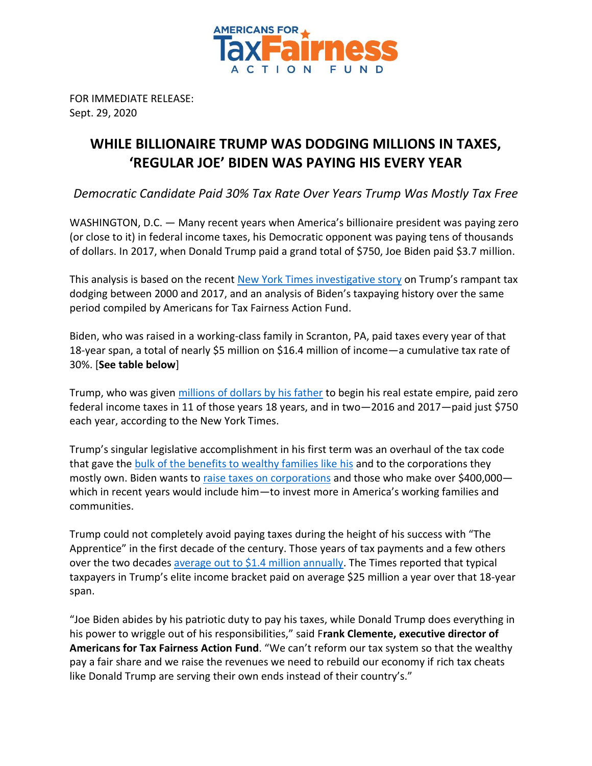AMERICANS FOR TaxFairness ACTION FUND

FOR IMMEDIATE RELEASE:
Sept. 29, 2020

# WHILE BILLIONAIRE TRUMP WAS DODGING MILLIONS IN TAXES, 'REGULAR JOE' BIDEN WAS PAYING HIS EVERY YEAR

*Democratic Candidate Paid 30% Tax Rate Over Years Trump Was Mostly Tax Free*

WASHINGTON, D.C. — Many recent years when America's billionaire president was paying zero (or close to it) in federal income taxes, his Democratic opponent was paying tens of thousands of dollars. In 2017, when Donald Trump paid a grand total of $750, Joe Biden paid $3.7 million.

This analysis is based on the recent New York Times investigative story on Trump's rampant tax dodging between 2000 and 2017, and an analysis of Biden's taxpaying history over the same period compiled by Americans for Tax Fairness Action Fund.

Biden, who was raised in a working-class family in Scranton, PA, paid taxes every year of that 18-year span, a total of nearly $5 million on $16.4 million of income—a cumulative tax rate of 30%. [**See table below**]

Trump, who was given millions of dollars by his father to begin his real estate empire, paid zero federal income taxes in 11 of those years 18 years, and in two—2016 and 2017—paid just $750 each year, according to the New York Times.

Trump's singular legislative accomplishment in his first term was an overhaul of the tax code that gave the bulk of the benefits to wealthy families like his and to the corporations they mostly own. Biden wants to raise taxes on corporations and those who make over $400,000—which in recent years would include him—to invest more in America's working families and communities.

Trump could not completely avoid paying taxes during the height of his success with "The Apprentice" in the first decade of the century. Those years of tax payments and a few others over the two decades average out to $1.4 million annually. The Times reported that typical taxpayers in Trump's elite income bracket paid on average $25 million a year over that 18-year span.

"Joe Biden abides by his patriotic duty to pay his taxes, while Donald Trump does everything in his power to wriggle out of his responsibilities," said F**rank Clemente, executive director of Americans for Tax Fairness Action Fund**. "We can't reform our tax system so that the wealthy pay a fair share and we raise the revenues we need to rebuild our economy if rich tax cheats like Donald Trump are serving their own ends instead of their country's."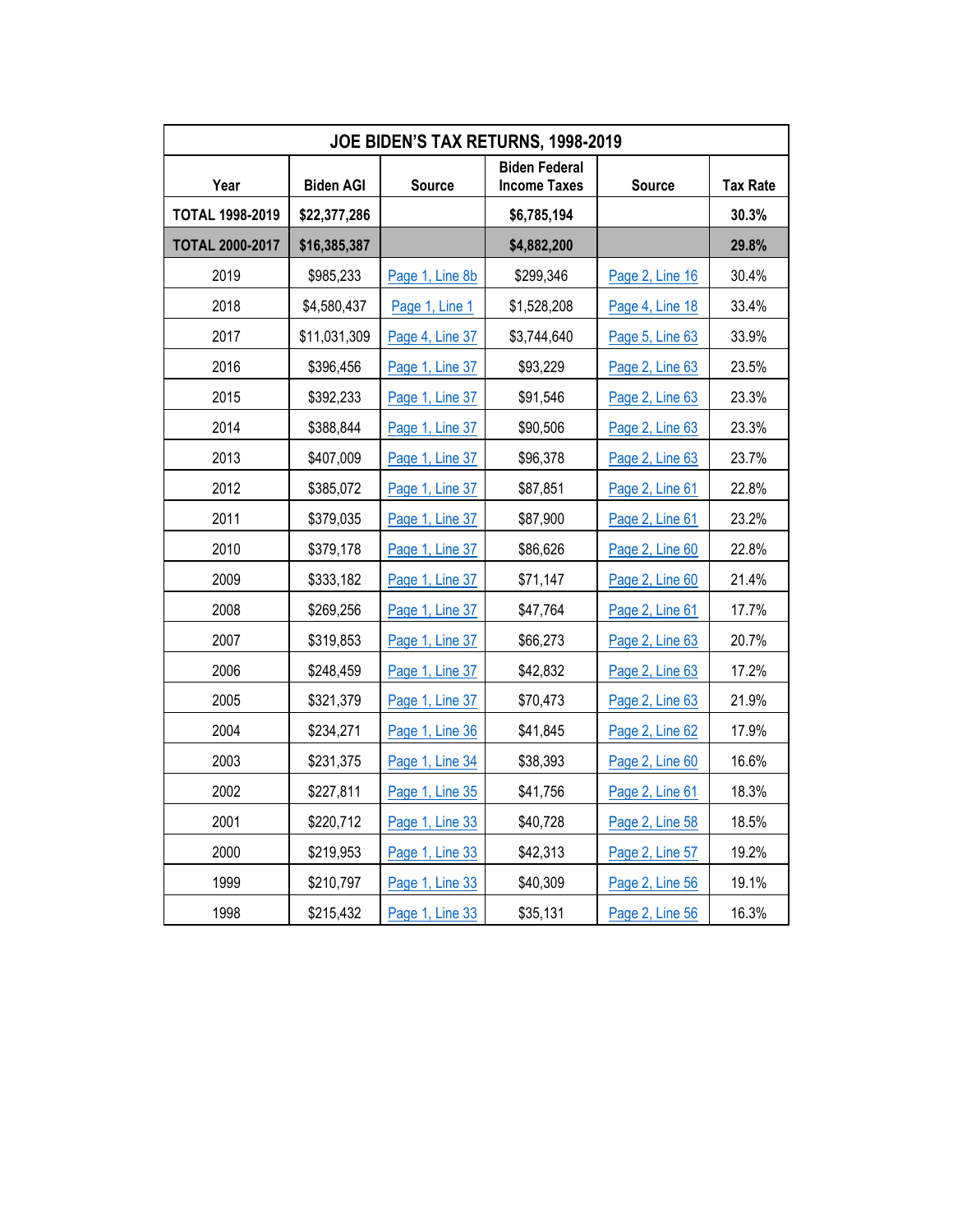| JOE BIDEN'S TAX RETURNS, 1998-2019 | | | | | |
|---|---|---|---|---|---|
| **Year** | **Biden AGI** | **Source** | **Biden Federal Income Taxes** | **Source** | **Tax Rate** |
| **TOTAL 1998-2019** | **$22,377,286** | | **$6,785,194** | | **30.3%** |
| **TOTAL 2000-2017** | **$16,385,387** | | **$4,882,200** | | **29.8%** |
| 2019 | $985,233 | Page 1, Line 8b | $299,346 | Page 2, Line 16 | 30.4% |
| 2018 | $4,580,437 | Page 1, Line 1 | $1,528,208 | Page 4, Line 18 | 33.4% |
| 2017 | $11,031,309 | Page 4, Line 37 | $3,744,640 | Page 5, Line 63 | 33.9% |
| 2016 | $396,456 | Page 1, Line 37 | $93,229 | Page 2, Line 63 | 23.5% |
| 2015 | $392,233 | Page 1, Line 37 | $91,546 | Page 2, Line 63 | 23.3% |
| 2014 | $388,844 | Page 1, Line 37 | $90,506 | Page 2, Line 63 | 23.3% |
| 2013 | $407,009 | Page 1, Line 37 | $96,378 | Page 2, Line 63 | 23.7% |
| 2012 | $385,072 | Page 1, Line 37 | $87,851 | Page 2, Line 61 | 22.8% |
| 2011 | $379,035 | Page 1, Line 37 | $87,900 | Page 2, Line 61 | 23.2% |
| 2010 | $379,178 | Page 1, Line 37 | $86,626 | Page 2, Line 60 | 22.8% |
| 2009 | $333,182 | Page 1, Line 37 | $71,147 | Page 2, Line 60 | 21.4% |
| 2008 | $269,256 | Page 1, Line 37 | $47,764 | Page 2, Line 61 | 17.7% |
| 2007 | $319,853 | Page 1, Line 37 | $66,273 | Page 2, Line 63 | 20.7% |
| 2006 | $248,459 | Page 1, Line 37 | $42,832 | Page 2, Line 63 | 17.2% |
| 2005 | $321,379 | Page 1, Line 37 | $70,473 | Page 2, Line 63 | 21.9% |
| 2004 | $234,271 | Page 1, Line 36 | $41,845 | Page 2, Line 62 | 17.9% |
| 2003 | $231,375 | Page 1, Line 34 | $38,393 | Page 2, Line 60 | 16.6% |
| 2002 | $227,811 | Page 1, Line 35 | $41,756 | Page 2, Line 61 | 18.3% |
| 2001 | $220,712 | Page 1, Line 33 | $40,728 | Page 2, Line 58 | 18.5% |
| 2000 | $219,953 | Page 1, Line 33 | $42,313 | Page 2, Line 57 | 19.2% |
| 1999 | $210,797 | Page 1, Line 33 | $40,309 | Page 2, Line 56 | 19.1% |
| 1998 | $215,432 | Page 1, Line 33 | $35,131 | Page 2, Line 56 | 16.3% |